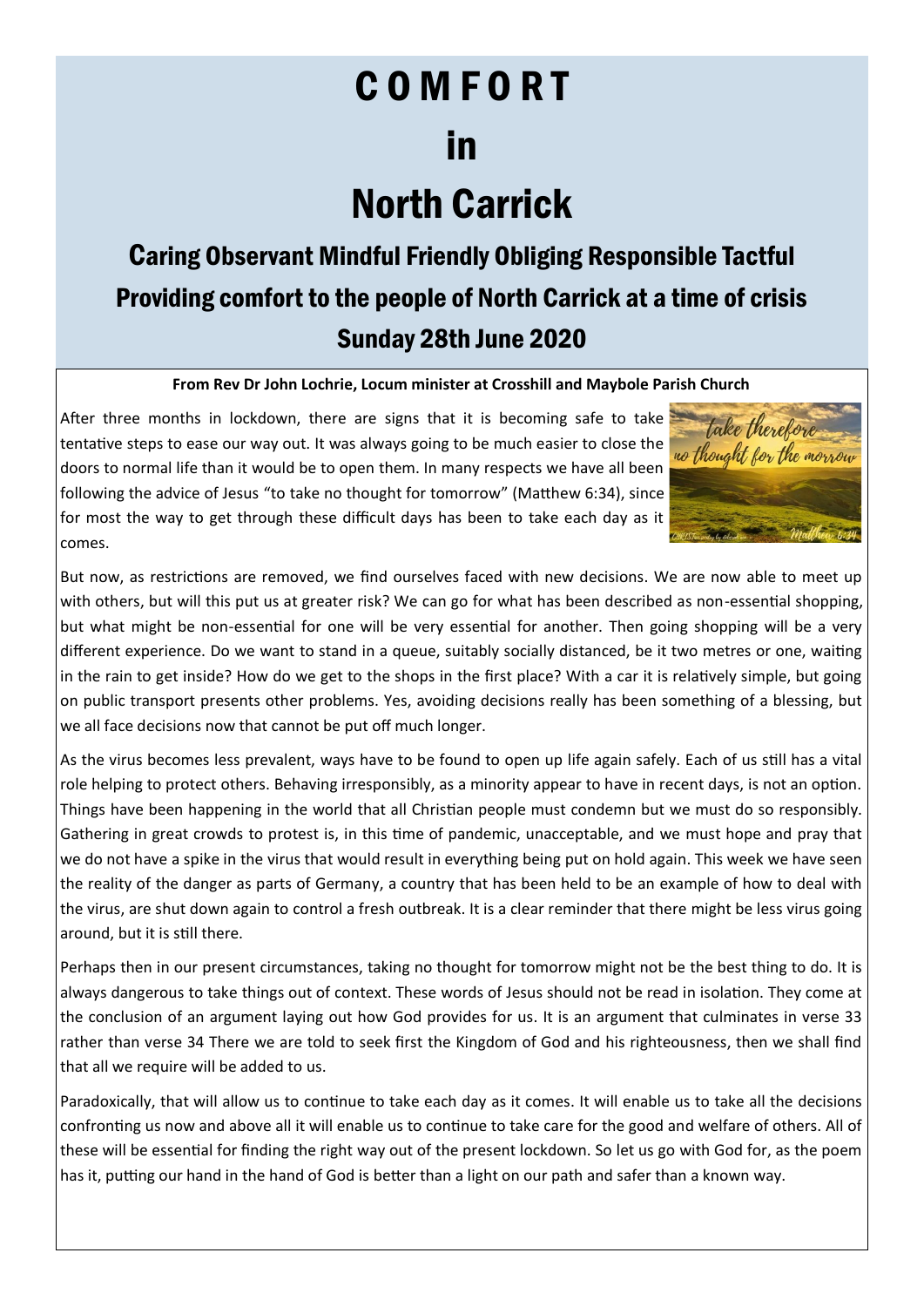# COMFORT

# in

# North Carrick

## Caring Observant Mindful Friendly Obliging Responsible Tactful

## Providing comfort to the people of North Carrick at a time of crisis

## Sunday 28th June 2020

**From Rev Dr John Lochrie, Locum minister at Crosshill and Maybole Parish Church**

After three months in lockdown, there are signs that it is becoming safe to take tentative steps to ease our way out. It was always going to be much easier to close the doors to normal life than it would be to open them. In many respects we have all been following the advice of Jesus "to take no thought for tomorrow" (Matthew 6:34), since for most the way to get through these difficult days has been to take each day as it comes.

But now, as restrictions are removed, we find ourselves faced with new decisions. We are now able to meet up with others, but will this put us at greater risk? We can go for what has been described as non-essential shopping, but what might be non-essential for one will be very essential for another. Then going shopping will be a very different experience. Do we want to stand in a queue, suitably socially distanced, be it two metres or one, waiting in the rain to get inside? How do we get to the shops in the first place? With a car it is relatively simple, but going on public transport presents other problems. Yes, avoiding decisions really has been something of a blessing, but we all face decisions now that cannot be put off much longer.

As the virus becomes less prevalent, ways have to be found to open up life again safely. Each of us still has a vital role helping to protect others. Behaving irresponsibly, as a minority appear to have in recent days, is not an option. Things have been happening in the world that all Christian people must condemn but we must do so responsibly. Gathering in great crowds to protest is, in this time of pandemic, unacceptable, and we must hope and pray that we do not have a spike in the virus that would result in everything being put on hold again. This week we have seen the reality of the danger as parts of Germany, a country that has been held to be an example of how to deal with the virus, are shut down again to control a fresh outbreak. It is a clear reminder that there might be less virus going around, but it is still there.

Perhaps then in our present circumstances, taking no thought for tomorrow might not be the best thing to do. It is always dangerous to take things out of context. These words of Jesus should not be read in isolation. They come at the conclusion of an argument laying out how God provides for us. It is an argument that culminates in verse 33 rather than verse 34 There we are told to seek first the Kingdom of God and his righteousness, then we shall find that all we require will be added to us.

Paradoxically, that will allow us to continue to take each day as it comes. It will enable us to take all the decisions confronting us now and above all it will enable us to continue to take care for the good and welfare of others. All of these will be essential for finding the right way out of the present lockdown. So let us go with God for, as the poem has it, putting our hand in the hand of God is better than a light on our path and safer than a known way.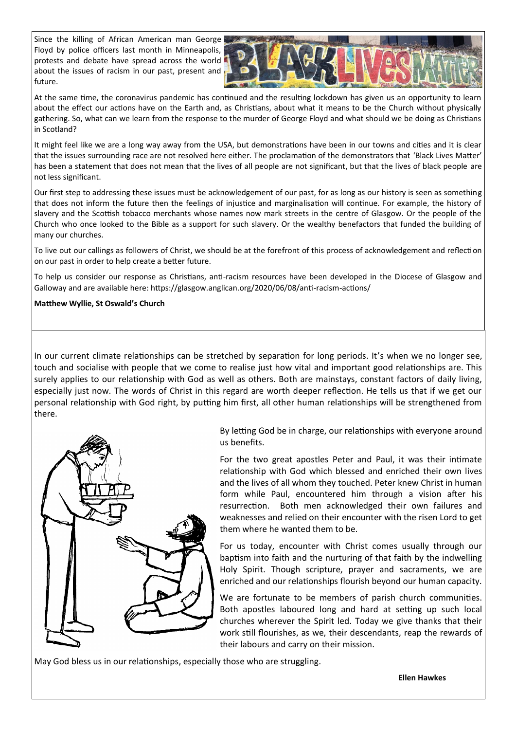Since the killing of African American man George Floyd by police officers last month in Minneapolis, protests and debate have spread across the world about the issues of racism in our past, present and future.

At the same time, the coronavirus pandemic has continued and the resulting lockdown has given us an opportunity to learn about the effect our actions have on the Earth and, as Christians, about what it means to be the Church without physically gathering. So, what can we learn from the response to the murder of George Floyd and what should we be doing as Christians in Scotland?

It might feel like we are a long way away from the USA, but demonstrations have been in our towns and cities and it is clear that the issues surrounding race are not resolved here either. The proclamation of the demonstrators that 'Black Lives Matter' has been a statement that does not mean that the lives of all people are not significant, but that the lives of black people are not less significant.

Our first step to addressing these issues must be acknowledgement of our past, for as long as our history is seen as something that does not inform the future then the feelings of injustice and marginalisation will continue. For example, the history of slavery and the Scottish tobacco merchants whose names now mark streets in the centre of Glasgow. Or the people of the Church who once looked to the Bible as a support for such slavery. Or the wealthy benefactors that funded the building of many our churches.

To live out our callings as followers of Christ, we should be at the forefront of this process of acknowledgement and reflection on our past in order to help create a better future.

To help us consider our response as Christians, anti-racism resources have been developed in the Diocese of Glasgow and Galloway and are available here: https://glasgow.anglican.org/2020/06/08/anti-racism-actions/

**Matthew Wyllie, St Oswald's Church**

---

In our current climate relationships can be stretched by separation for long periods. It's when we no longer see, touch and socialise with people that we come to realise just how vital and important good relationships are. This surely applies to our relationship with God as well as others. Both are mainstays, constant factors of daily living, especially just now. The words of Christ in this regard are worth deeper reflection. He tells us that if we get our personal relationship with God right, by putting him first, all other human relationships will be strengthened from there.

By letting God be in charge, our relationships with everyone around us benefits.

For the two great apostles Peter and Paul, it was their intimate relationship with God which blessed and enriched their own lives and the lives of all whom they touched. Peter knew Christ in human form while Paul, encountered him through a vision after his resurrection. Both men acknowledged their own failures and weaknesses and relied on their encounter with the risen Lord to get them where he wanted them to be.

For us today, encounter with Christ comes usually through our baptism into faith and the nurturing of that faith by the indwelling Holy Spirit. Though scripture, prayer and sacraments, we are enriched and our relationships flourish beyond our human capacity.

We are fortunate to be members of parish church communities. Both apostles laboured long and hard at setting up such local churches wherever the Spirit led. Today we give thanks that their work still flourishes, as we, their descendants, reap the rewards of their labours and carry on their mission.

May God bless us in our relationships, especially those who are struggling.

**Ellen Hawkes**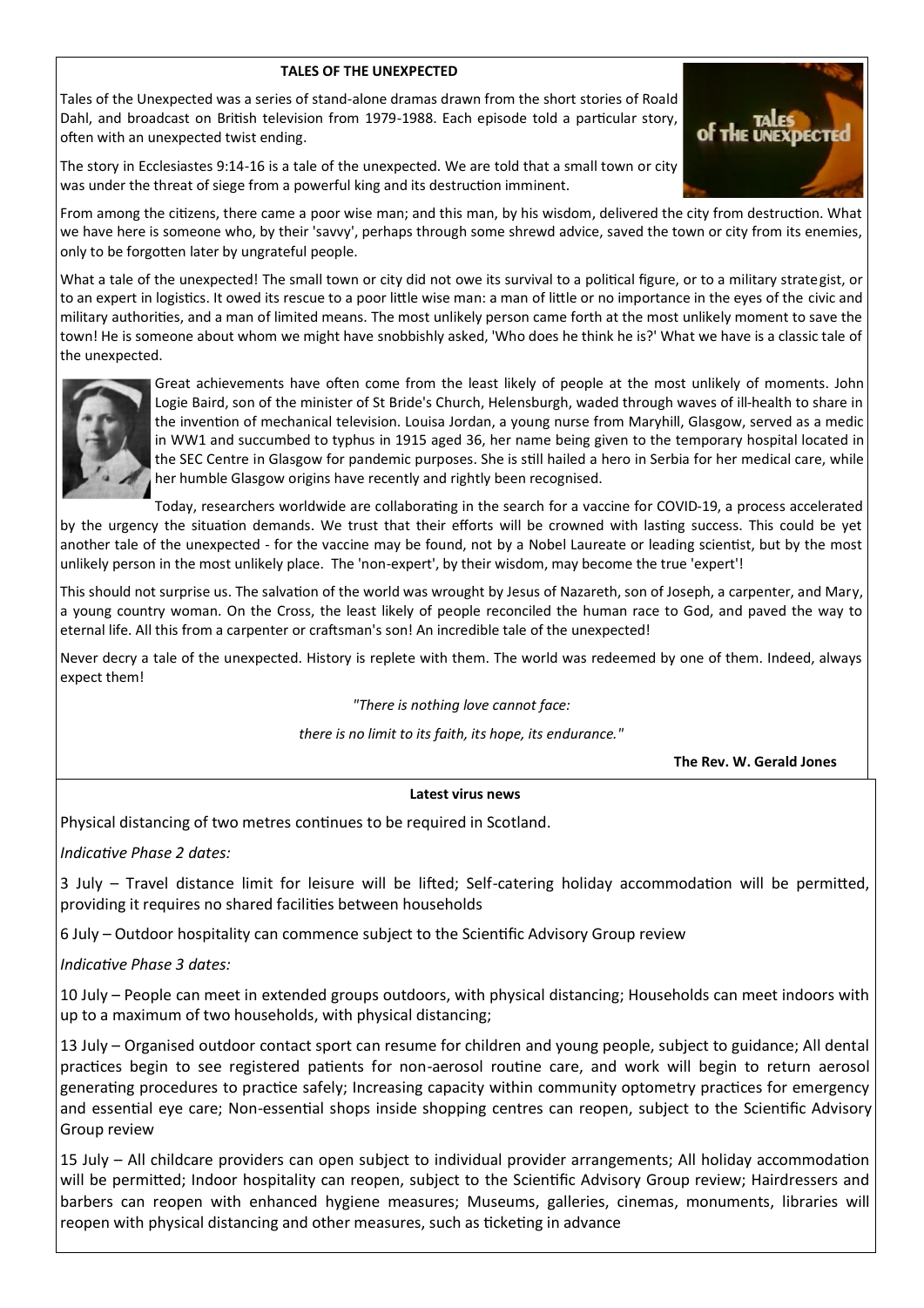## TALES OF THE UNEXPECTED

Tales of the Unexpected was a series of stand-alone dramas drawn from the short stories of Roald Dahl, and broadcast on British television from 1979-1988. Each episode told a particular story, often with an unexpected twist ending.

The story in Ecclesiastes 9:14-16 is a tale of the unexpected. We are told that a small town or city was under the threat of siege from a powerful king and its destruction imminent.

From among the citizens, there came a poor wise man; and this man, by his wisdom, delivered the city from destruction. What we have here is someone who, by their 'savvy', perhaps through some shrewd advice, saved the town or city from its enemies, only to be forgotten later by ungrateful people.

What a tale of the unexpected! The small town or city did not owe its survival to a political figure, or to a military strategist, or to an expert in logistics. It owed its rescue to a poor little wise man: a man of little or no importance in the eyes of the civic and military authorities, and a man of limited means. The most unlikely person came forth at the most unlikely moment to save the town! He is someone about whom we might have snobbishly asked, 'Who does he think he is?' What we have is a classic tale of the unexpected.

Great achievements have often come from the least likely of people at the most unlikely of moments. John Logie Baird, son of the minister of St Bride's Church, Helensburgh, waded through waves of ill-health to share in the invention of mechanical television. Louisa Jordan, a young nurse from Maryhill, Glasgow, served as a medic in WW1 and succumbed to typhus in 1915 aged 36, her name being given to the temporary hospital located in the SEC Centre in Glasgow for pandemic purposes. She is still hailed a hero in Serbia for her medical care, while her humble Glasgow origins have recently and rightly been recognised.

Today, researchers worldwide are collaborating in the search for a vaccine for COVID-19, a process accelerated by the urgency the situation demands. We trust that their efforts will be crowned with lasting success. This could be yet another tale of the unexpected - for the vaccine may be found, not by a Nobel Laureate or leading scientist, but by the most unlikely person in the most unlikely place. The 'non-expert', by their wisdom, may become the true 'expert'!

This should not surprise us. The salvation of the world was wrought by Jesus of Nazareth, son of Joseph, a carpenter, and Mary, a young country woman. On the Cross, the least likely of people reconciled the human race to God, and paved the way to eternal life. All this from a carpenter or craftsman's son! An incredible tale of the unexpected!

Never decry a tale of the unexpected. History is replete with them. The world was redeemed by one of them. Indeed, always expect them!

*"There is nothing love cannot face:*

*there is no limit to its faith, its hope, its endurance."*

**The Rev. W. Gerald Jones**

## Latest virus news

Physical distancing of two metres continues to be required in Scotland.

*Indicative Phase 2 dates:*

3 July – Travel distance limit for leisure will be lifted; Self-catering holiday accommodation will be permitted, providing it requires no shared facilities between households

6 July – Outdoor hospitality can commence subject to the Scientific Advisory Group review

*Indicative Phase 3 dates:*

10 July – People can meet in extended groups outdoors, with physical distancing; Households can meet indoors with up to a maximum of two households, with physical distancing;

13 July – Organised outdoor contact sport can resume for children and young people, subject to guidance; All dental practices begin to see registered patients for non-aerosol routine care, and work will begin to return aerosol generating procedures to practice safely; Increasing capacity within community optometry practices for emergency and essential eye care; Non-essential shops inside shopping centres can reopen, subject to the Scientific Advisory Group review

15 July – All childcare providers can open subject to individual provider arrangements; All holiday accommodation will be permitted; Indoor hospitality can reopen, subject to the Scientific Advisory Group review; Hairdressers and barbers can reopen with enhanced hygiene measures; Museums, galleries, cinemas, monuments, libraries will reopen with physical distancing and other measures, such as ticketing in advance